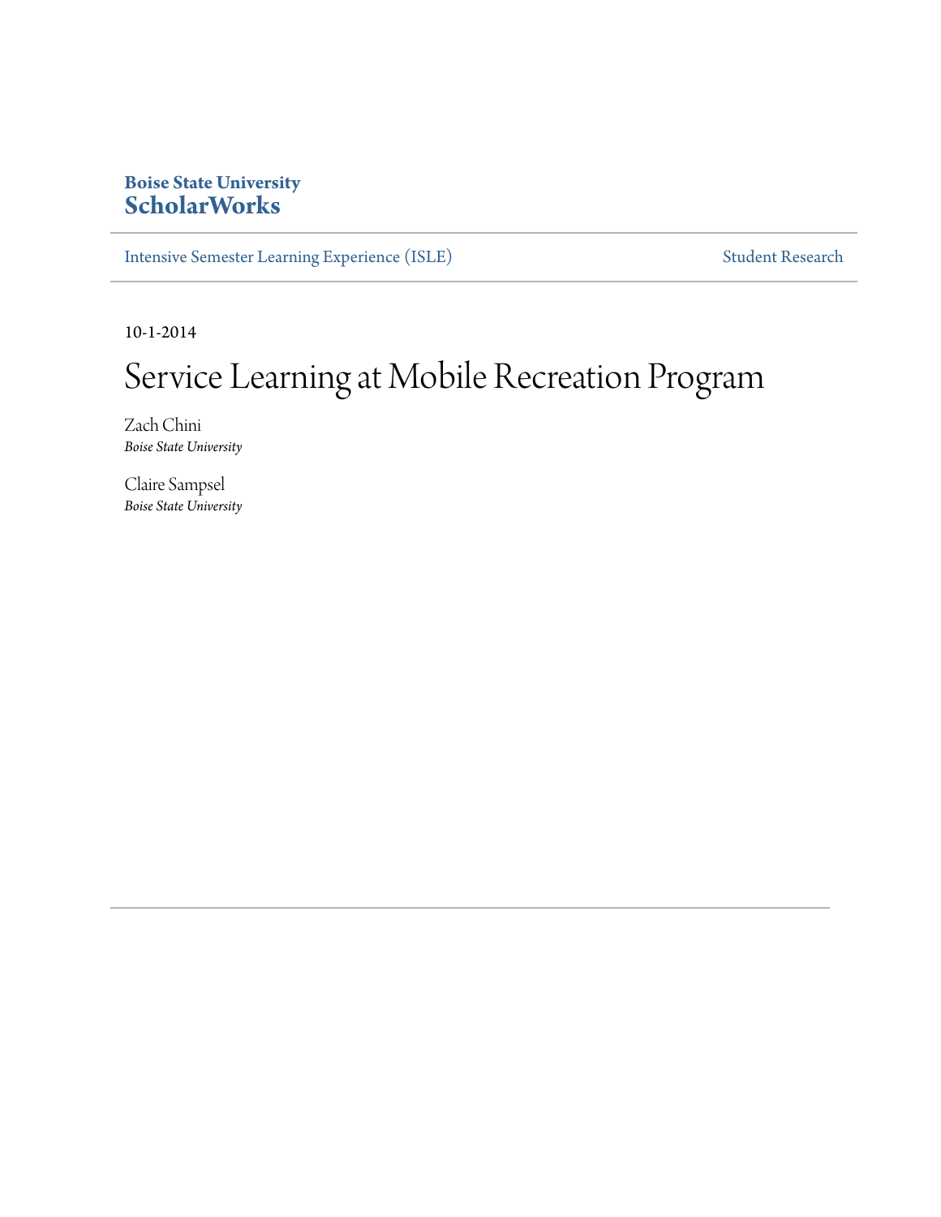Boise State University
**ScholarWorks**

Intensive Semester Learning Experience (ISLE) | Student Research

10-1-2014

# Service Learning at Mobile Recreation Program

Zach Chini
*Boise State University*

Claire Sampsel
*Boise State University*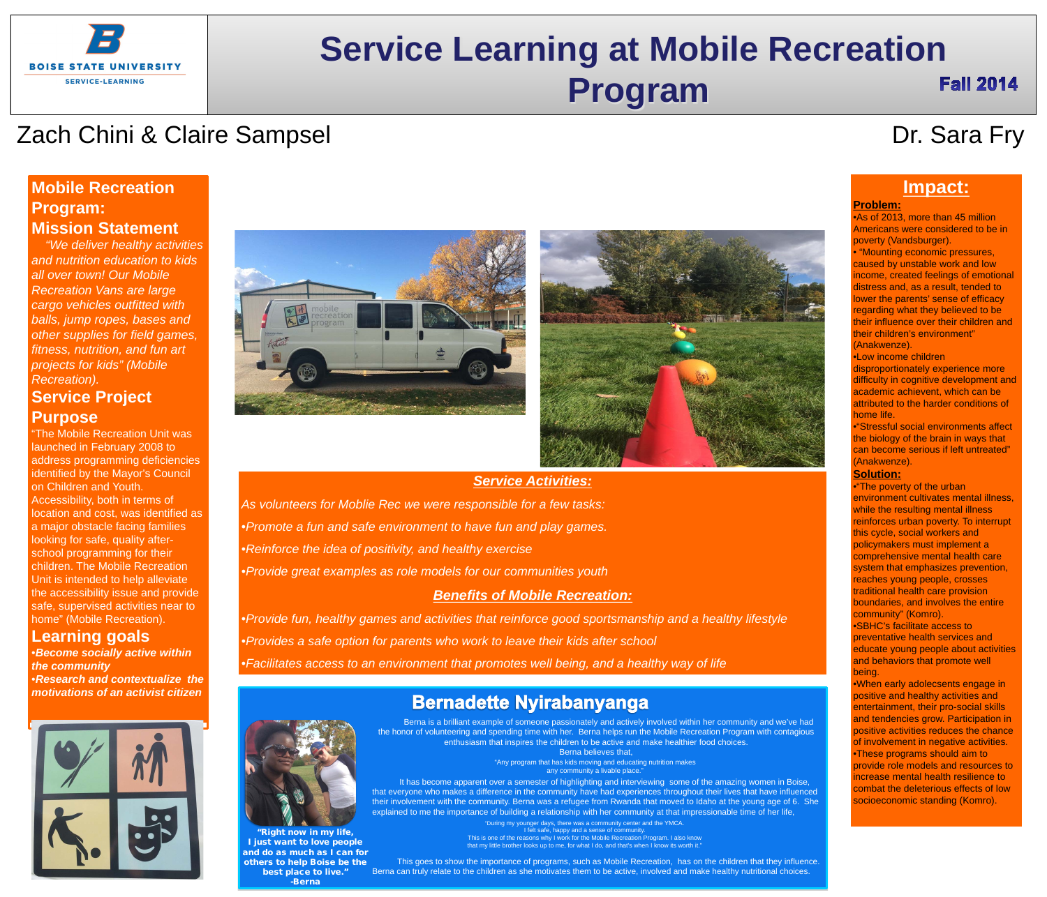# Service Learning at Mobile Recreation Program

**Fall 2014**

Boise State University Service-Learning

Zach Chini & Claire Sampsel

Dr. Sara Fry

## Mobile Recreation Program: Mission Statement

*"We deliver healthy activities and nutrition education to kids all over town! Our Mobile Recreation Vans are large cargo vehicles outfitted with balls, jump ropes, bases and other supplies for field games, fitness, nutrition, and fun art projects for kids" (Mobile Recreation).*

## Service Project Purpose

"The Mobile Recreation Unit was launched in February 2008 to address programming deficiencies identified by the Mayor's Council on Children and Youth. Accessibility, both in terms of location and cost, was identified as a major obstacle facing families looking for safe, quality after-school programming for their children. The Mobile Recreation Unit is intended to help alleviate the accessibility issue and provide safe, supervised activities near to home" (Mobile Recreation).

## Learning goals

- ***Become socially active within the community***
- ***Research and contextualize the motivations of an activist citizen***

## *Service Activities:*

*As volunteers for Moblie Rec we were responsible for a few tasks:*

- *Promote a fun and safe environment to have fun and play games.*
- *Reinforce the idea of positivity, and healthy exercise*
- *Provide great examples as role models for our communities youth*

## *Benefits of Mobile Recreation:*

- *Provide fun, healthy games and activities that reinforce good sportsmanship and a healthy lifestyle*
- *Provides a safe option for parents who work to leave their kids after school*
- *Facilitates access to an environment that promotes well being, and a healthy way of life*

## Bernadette Nyirabanyanga

Berna is a brilliant example of someone passionately and actively involved within her community and we've had the honor of volunteering and spending time with her. Berna helps run the Mobile Recreation Program with contagious enthusiasm that inspires the children to be active and make healthier food choices.

Berna believes that,

"Any program that has kids moving and educating nutrition makes any community a livable place."

It has become apparent over a semester of highlighting and interviewing some of the amazing women in Boise, that everyone who makes a difference in the community have had experiences throughout their lives that have influenced their involvement with the community. Berna was a refugee from Rwanda that moved to Idaho at the young age of 6. She explained to me the importance of building a relationship with her community at that impressionable time of her life,

"During my younger days, there was a community center and the YMCA. I felt safe, happy and a sense of community. This is one of the reasons why I work for the Mobile Recreation Program. I also know that my little brother looks up to me, for what I do, and that's when I know its worth it."

This goes to show the importance of programs, such as Mobile Recreation, has on the children that they influence. Berna can truly relate to the children as she motivates them to be active, involved and make healthy nutritional choices.

**"Right now in my life, I just want to love people and do as much as I can for others to help Boise be the best place to live." -Berna**

## Impact:

**Problem:**

- As of 2013, more than 45 million Americans were considered to be in poverty (Vandsburger).
- "Mounting economic pressures, caused by unstable work and low income, created feelings of emotional distress and, as a result, tended to lower the parents' sense of efficacy regarding what they believed to be their influence over their children and their children's environment" (Anakwenze).
- Low income children disproportionately experience more difficulty in cognitive development and academic achievent, which can be attributed to the harder conditions of home life.
- "Stressful social environments affect the biology of the brain in ways that can become serious if left untreated" (Anakwenze).

**Solution:**

- "The poverty of the urban environment cultivates mental illness, while the resulting mental illness reinforces urban poverty. To interrupt this cycle, social workers and policymakers must implement a comprehensive mental health care system that emphasizes prevention, reaches young people, crosses traditional health care provision boundaries, and involves the entire community" (Komro).
- SBHC's facilitate access to preventative health services and educate young people about activities and behaviors that promote well being.
- When early adolecsents engage in positive and healthy activities and entertainment, their pro-social skills and tendencies grow. Participation in positive activities reduces the chance of involvement in negative activities.
- These programs should aim to provide role models and resources to increase mental health resilience to combat the deleterious effects of low socioeconomic standing (Komro).